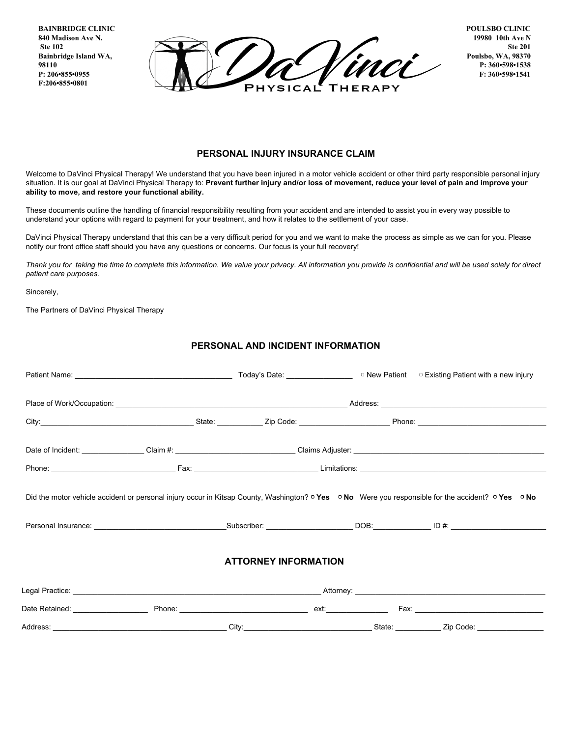**BAINBRIDGE CLINIC**
**840 Madison Ave N.**
**Ste 102**
**Bainbridge Island WA, 98110**
**P: 206•855•0955**
**F:206•855•0801**

DaVinci PHYSICAL THERAPY

**POULSBO CLINIC**
**19980 10th Ave N**
**Ste 201**
**Poulsbo, WA, 98370**
**P: 360•598•1538**
**F: 360•598•1541**

## PERSONAL INJURY INSURANCE CLAIM

Welcome to DaVinci Physical Therapy! We understand that you have been injured in a motor vehicle accident or other third party responsible personal injury situation. It is our goal at DaVinci Physical Therapy to: **Prevent further injury and/or loss of movement, reduce your level of pain and improve your ability to move, and restore your functional ability.**

These documents outline the handling of financial responsibility resulting from your accident and are intended to assist you in every way possible to understand your options with regard to payment for your treatment, and how it relates to the settlement of your case.

DaVinci Physical Therapy understand that this can be a very difficult period for you and we want to make the process as simple as we can for you. Please notify our front office staff should you have any questions or concerns. Our focus is your full recovery!

*Thank you for taking the time to complete this information. We value your privacy. All information you provide is confidential and will be used solely for direct patient care purposes.*

Sincerely,

The Partners of DaVinci Physical Therapy

## PERSONAL AND INCIDENT INFORMATION

Patient Name: ____________________________________ Today's Date: _______________ ▢ New Patient ▢ Existing Patient with a new injury

Place of Work/Occupation: ______________________________________________________ Address: ________________________________________

City:____________________________________ State: ___________ Zip Code: _____________________ Phone: ______________________________

Date of Incident: _______________ Claim #: ___________________________ Claims Adjuster: ____________________________________________

Phone: _____________________________ Fax: _____________________________ Limitations: ____________________________________________

Did the motor vehicle accident or personal injury occur in Kitsap County, Washington? ▢ **Yes** ▢ **No** Were you responsible for the accident? ▢ **Yes** ▢ **No**

Personal Insurance: _______________________________Subscriber: ____________________ DOB:_____________ ID #: ______________________

## ATTORNEY INFORMATION

Legal Practice: ____________________________________________________________ Attorney: _____________________________________________

Date Retained: _________________ Phone: ______________________________ ext:_______________ Fax: ______________________________

Address: __________________________________________ City:______________________________ State: ___________ Zip Code: ________________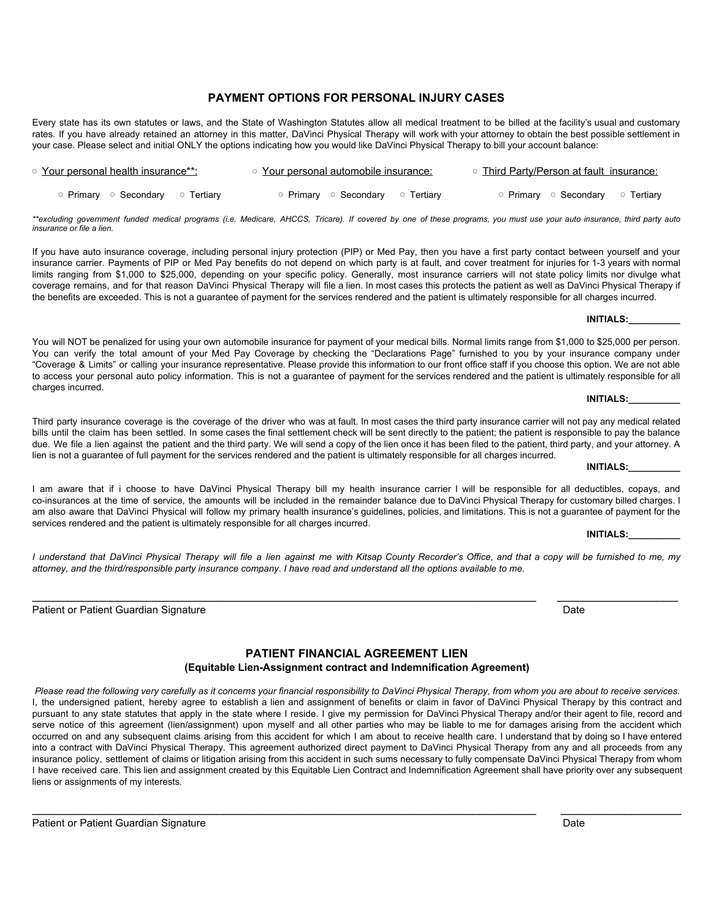## PAYMENT OPTIONS FOR PERSONAL INJURY CASES

Every state has its own statutes or laws, and the State of Washington Statutes allow all medical treatment to be billed at the facility's usual and customary rates. If you have already retained an attorney in this matter, DaVinci Physical Therapy will work with your attorney to obtain the best possible settlement in your case. Please select and initial ONLY the options indicating how you would like DaVinci Physical Therapy to bill your account balance:

| ▢ Your personal health insurance**: | ▢ Your personal automobile insurance: | ▢ Third Party/Person at fault insurance: |
|---|---|---|
| ▢ Primary ▢ Secondary ▢ Tertiary | ▢ Primary ▢ Secondary ▢ Tertiary | ▢ Primary ▢ Secondary ▢ Tertiary |

*\*\*excluding government funded medical programs (i.e. Medicare, AHCCS, Tricare). If covered by one of these programs, you must use your auto insurance, third party auto insurance or file a lien.*

If you have auto insurance coverage, including personal injury protection (PIP) or Med Pay, then you have a first party contact between yourself and your insurance carrier. Payments of PIP or Med Pay benefits do not depend on which party is at fault, and cover treatment for injuries for 1-3 years with normal limits ranging from $1,000 to $25,000, depending on your specific policy. Generally, most insurance carriers will not state policy limits nor divulge what coverage remains, and for that reason DaVinci Physical Therapy will file a lien. In most cases this protects the patient as well as DaVinci Physical Therapy if the benefits are exceeded. This is not a guarantee of payment for the services rendered and the patient is ultimately responsible for all charges incurred.

**INITIALS:__________**

You will NOT be penalized for using your own automobile insurance for payment of your medical bills. Normal limits range from $1,000 to $25,000 per person. You can verify the total amount of your Med Pay Coverage by checking the "Declarations Page" furnished to you by your insurance company under "Coverage & Limits" or calling your insurance representative. Please provide this information to our front office staff if you choose this option. We are not able to access your personal auto policy information. This is not a guarantee of payment for the services rendered and the patient is ultimately responsible for all charges incurred.

**INITIALS:__________**

Third party insurance coverage is the coverage of the driver who was at fault. In most cases the third party insurance carrier will not pay any medical related bills until the claim has been settled. In some cases the final settlement check will be sent directly to the patient; the patient is responsible to pay the balance due. We file a lien against the patient and the third party. We will send a copy of the lien once it has been filed to the patient, third party, and your attorney. A lien is not a guarantee of full payment for the services rendered and the patient is ultimately responsible for all charges incurred.

**INITIALS:__________**

I am aware that if i choose to have DaVinci Physical Therapy bill my health insurance carrier I will be responsible for all deductibles, copays, and co-insurances at the time of service, the amounts will be included in the remainder balance due to DaVinci Physical Therapy for customary billed charges. I am also aware that DaVinci Physical will follow my primary health insurance's guidelines, policies, and limitations. This is not a guarantee of payment for the services rendered and the patient is ultimately responsible for all charges incurred.

**INITIALS:__________**

*I understand that DaVinci Physical Therapy will file a lien against me with Kitsap County Recorder's Office, and that a copy will be furnished to me, my attorney, and the third/responsible party insurance company. I have read and understand all the options available to me.*

______________________________________________ ____________________

Patient or Patient Guardian Signature Date

## PATIENT FINANCIAL AGREEMENT LIEN

### (Equitable Lien-Assignment contract and Indemnification Agreement)

*Please read the following very carefully as it concerns your financial responsibility to DaVinci Physical Therapy, from whom you are about to receive services.* I, the undersigned patient, hereby agree to establish a lien and assignment of benefits or claim in favor of DaVinci Physical Therapy by this contract and pursuant to any state statutes that apply in the state where I reside. I give my permission for DaVinci Physical Therapy and/or their agent to file, record and serve notice of this agreement (lien/assignment) upon myself and all other parties who may be liable to me for damages arising from the accident which occurred on and any subsequent claims arising from this accident for which I am about to receive health care. I understand that by doing so I have entered into a contract with DaVinci Physical Therapy. This agreement authorized direct payment to DaVinci Physical Therapy from any and all proceeds from any insurance policy, settlement of claims or litigation arising from this accident in such sums necessary to fully compensate DaVinci Physical Therapy from whom I have received care. This lien and assignment created by this Equitable Lien Contract and Indemnification Agreement shall have priority over any subsequent liens or assignments of my interests.

______________________________________________ ____________________

Patient or Patient Guardian Signature Date